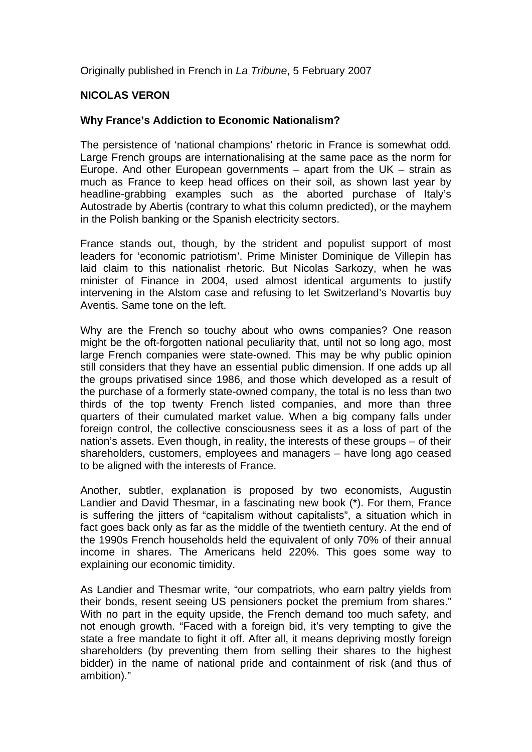Originally published in French in *La Tribune*, 5 February 2007

**NICOLAS VERON**

**Why France's Addiction to Economic Nationalism?**

The persistence of 'national champions' rhetoric in France is somewhat odd. Large French groups are internationalising at the same pace as the norm for Europe. And other European governments – apart from the UK – strain as much as France to keep head offices on their soil, as shown last year by headline-grabbing examples such as the aborted purchase of Italy's Autostrade by Abertis (contrary to what this column predicted), or the mayhem in the Polish banking or the Spanish electricity sectors.

France stands out, though, by the strident and populist support of most leaders for 'economic patriotism'. Prime Minister Dominique de Villepin has laid claim to this nationalist rhetoric. But Nicolas Sarkozy, when he was minister of Finance in 2004, used almost identical arguments to justify intervening in the Alstom case and refusing to let Switzerland's Novartis buy Aventis. Same tone on the left.

Why are the French so touchy about who owns companies? One reason might be the oft-forgotten national peculiarity that, until not so long ago, most large French companies were state-owned. This may be why public opinion still considers that they have an essential public dimension. If one adds up all the groups privatised since 1986, and those which developed as a result of the purchase of a formerly state-owned company, the total is no less than two thirds of the top twenty French listed companies, and more than three quarters of their cumulated market value. When a big company falls under foreign control, the collective consciousness sees it as a loss of part of the nation's assets. Even though, in reality, the interests of these groups – of their shareholders, customers, employees and managers – have long ago ceased to be aligned with the interests of France.

Another, subtler, explanation is proposed by two economists, Augustin Landier and David Thesmar, in a fascinating new book (*). For them, France is suffering the jitters of "capitalism without capitalists", a situation which in fact goes back only as far as the middle of the twentieth century. At the end of the 1990s French households held the equivalent of only 70% of their annual income in shares. The Americans held 220%. This goes some way to explaining our economic timidity.

As Landier and Thesmar write, "our compatriots, who earn paltry yields from their bonds, resent seeing US pensioners pocket the premium from shares." With no part in the equity upside, the French demand too much safety, and not enough growth. "Faced with a foreign bid, it's very tempting to give the state a free mandate to fight it off. After all, it means depriving mostly foreign shareholders (by preventing them from selling their shares to the highest bidder) in the name of national pride and containment of risk (and thus of ambition)."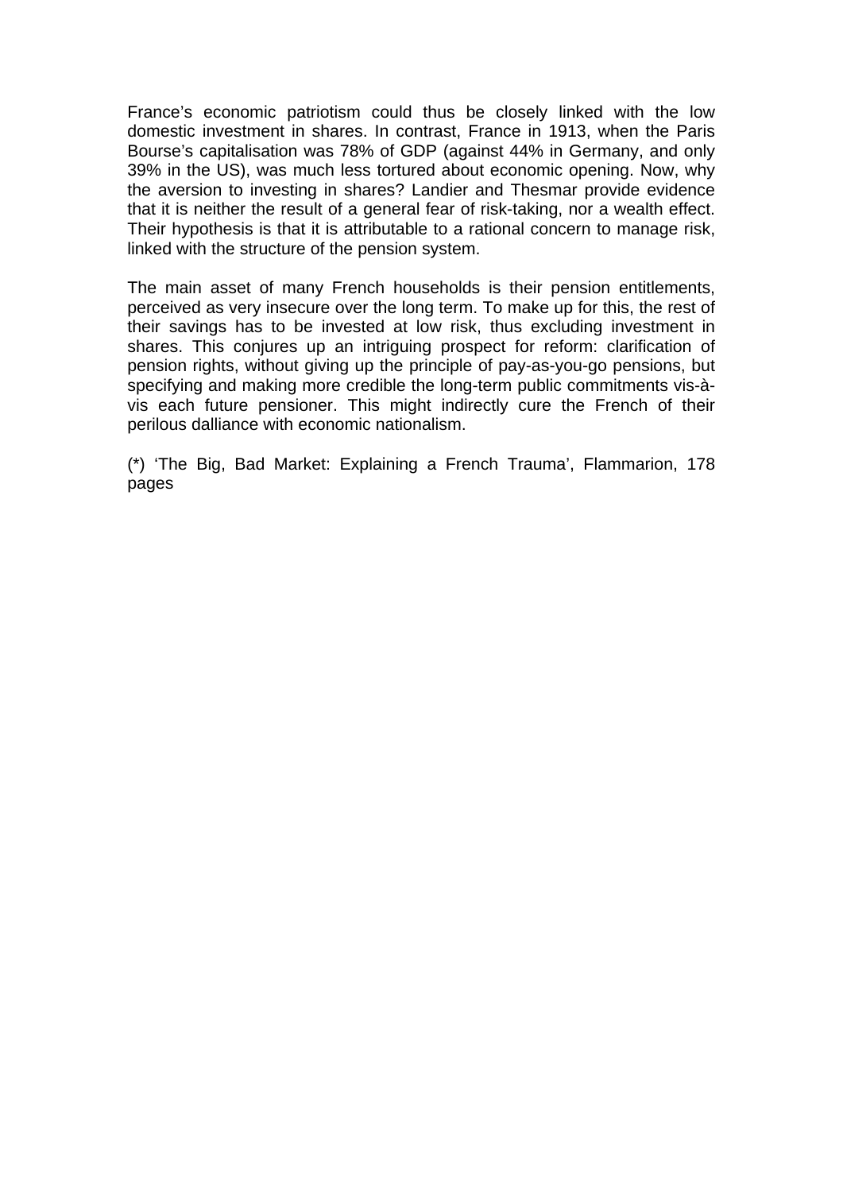France's economic patriotism could thus be closely linked with the low domestic investment in shares. In contrast, France in 1913, when the Paris Bourse's capitalisation was 78% of GDP (against 44% in Germany, and only 39% in the US), was much less tortured about economic opening. Now, why the aversion to investing in shares? Landier and Thesmar provide evidence that it is neither the result of a general fear of risk-taking, nor a wealth effect. Their hypothesis is that it is attributable to a rational concern to manage risk, linked with the structure of the pension system.

The main asset of many French households is their pension entitlements, perceived as very insecure over the long term. To make up for this, the rest of their savings has to be invested at low risk, thus excluding investment in shares. This conjures up an intriguing prospect for reform: clarification of pension rights, without giving up the principle of pay-as-you-go pensions, but specifying and making more credible the long-term public commitments vis-à-vis each future pensioner. This might indirectly cure the French of their perilous dalliance with economic nationalism.

(*) 'The Big, Bad Market: Explaining a French Trauma', Flammarion, 178 pages